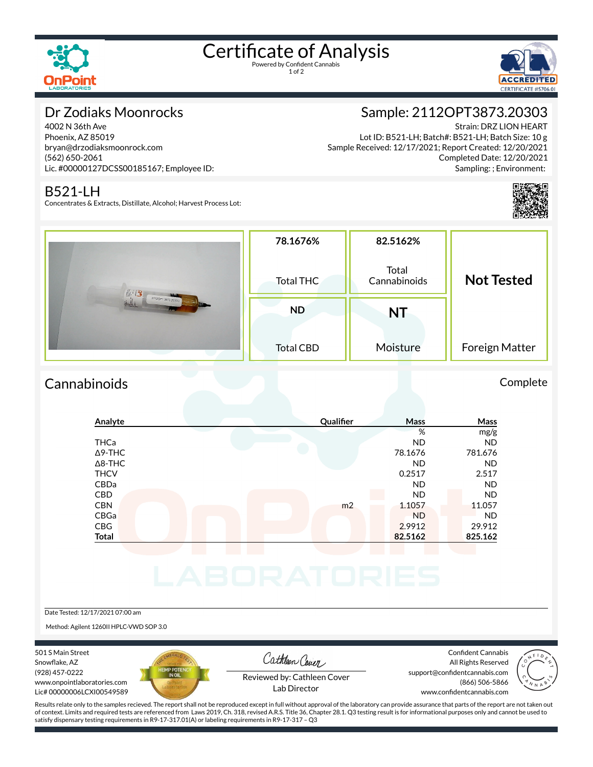# Certificate of Analysis

Powered by Confident Cannabis

## Dr Zodiaks Moonrocks

4002 N 36th Ave
Phoenix, AZ 85019
bryan@drzodiaksmoonrock.com
(562) 650-2061
Lic. #00000127DCSS00185167; Employee ID:

## Sample: 2112OPT3873.20303

Strain: DRZ LION HEART
Lot ID: B521-LH; Batch#: B521-LH; Batch Size: 10 g
Sample Received: 12/17/2021; Report Created: 12/20/2021
Completed Date: 12/20/2021
Sampling: ; Environment:

## B521-LH

Concentrates & Extracts, Distillate, Alcohol; Harvest Process Lot:

| 78.1676% | 82.5162% | Not Tested |
|---|---|---|
| Total THC | Total Cannabinoids | |
| ND | NT | |
| Total CBD | Moisture | Foreign Matter |

## Cannabinoids

Complete

| Analyte | Qualifier | Mass % | Mass mg/g |
|---|---|---|---|
| THCa | | ND | ND |
| Δ9-THC | | 78.1676 | 781.676 |
| Δ8-THC | | ND | ND |
| THCV | | 0.2517 | 2.517 |
| CBDa | | ND | ND |
| CBD | | ND | ND |
| CBN | m2 | 1.1057 | 11.057 |
| CBGa | | ND | ND |
| CBG | | 2.9912 | 29.912 |
| **Total** | | **82.5162** | **825.162** |

Date Tested: 12/17/2021 07:00 am

Method: Agilent 1260II HPLC-VWD SOP 3.0

501 S Main Street
Snowflake, AZ
(928) 457-0222
www.onpointlaboratories.com
Lic# 00000006LCXI00549589

Reviewed by: Cathleen Cover
Lab Director

Confident Cannabis
All Rights Reserved
support@confidentcannabis.com
(866) 506-5866
www.confidentcannabis.com

Results relate only to the samples recieved. The report shall not be reproduced except in full without approval of the laboratory can provide assurance that parts of the report are not taken out of context. Limits and required tests are referenced from Laws 2019, Ch. 318, revised A.R.S. Title 36, Chapter 28.1. Q3 testing result is for informational purposes only and cannot be used to satisfy dispensary testing requirements in R9-17-317.01(A) or labeling requirements in R9-17-317 – Q3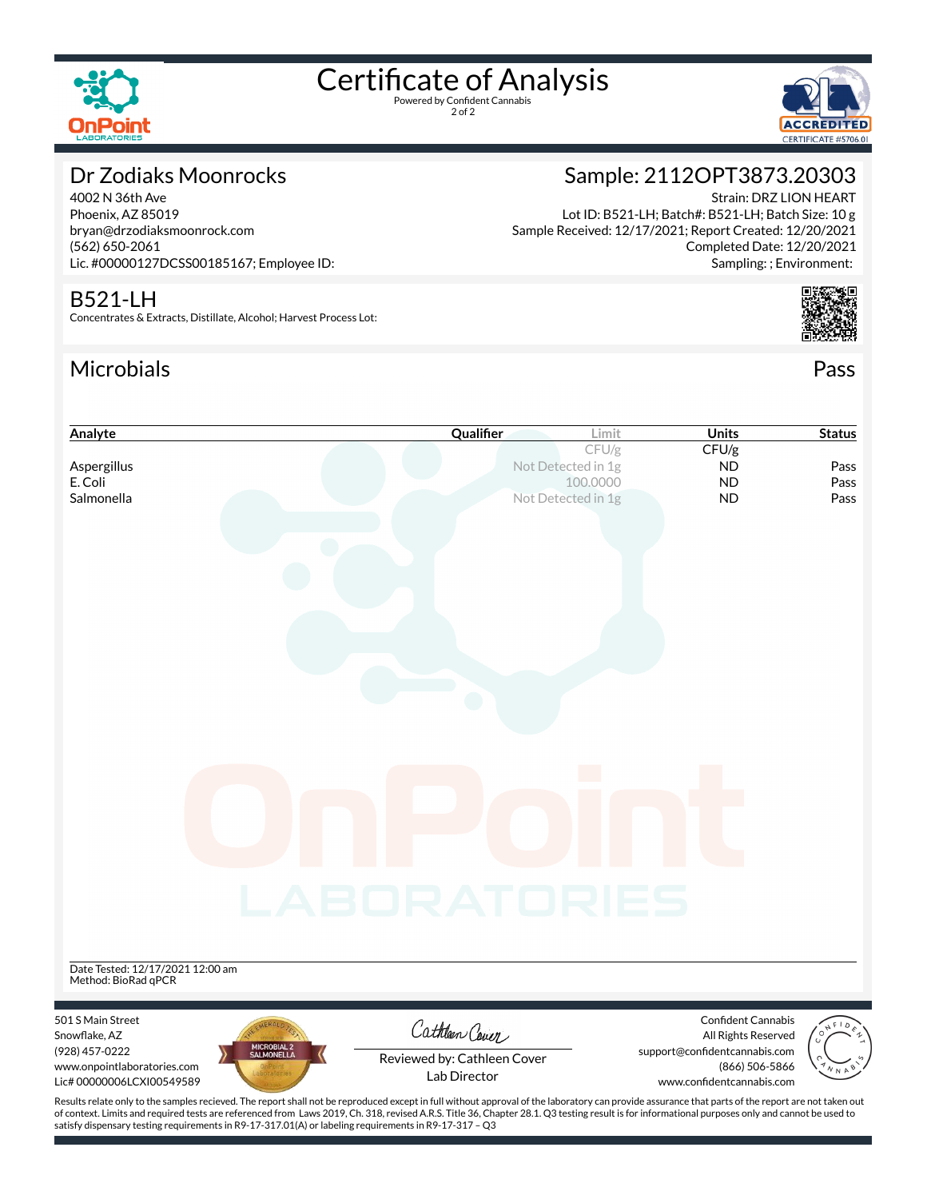# Certificate of Analysis

Powered by Confident Cannabis

## Dr Zodiaks Moonrocks

4002 N 36th Ave
Phoenix, AZ 85019
bryan@drzodiaksmoonrock.com
(562) 650-2061
Lic. #00000127DCSS00185167; Employee ID:

## Sample: 2112OPT3873.20303

Strain: DRZ LION HEART
Lot ID: B521-LH; Batch#: B521-LH; Batch Size: 10 g
Sample Received: 12/17/2021; Report Created: 12/20/2021
Completed Date: 12/20/2021
Sampling: ; Environment:

## B521-LH

Concentrates & Extracts, Distillate, Alcohol; Harvest Process Lot:

## Microbials

Pass

| Analyte | Qualifier | Limit | Units | Status |
|---|---|---|---|---|
| | | CFU/g | CFU/g | |
| Aspergillus | | Not Detected in 1g | ND | Pass |
| E. Coli | | 100.0000 | ND | Pass |
| Salmonella | | Not Detected in 1g | ND | Pass |

Date Tested: 12/17/2021 12:00 am
Method: BioRad qPCR

501 S Main Street
Snowflake, AZ
(928) 457-0222
www.onpointlaboratories.com
Lic# 00000006LCXI00549589

Reviewed by: Cathleen Cover
Lab Director

Confident Cannabis
All Rights Reserved
support@confidentcannabis.com
(866) 506-5866
www.confidentcannabis.com

Results relate only to the samples recieved. The report shall not be reproduced except in full without approval of the laboratory can provide assurance that parts of the report are not taken out of context. Limits and required tests are referenced from Laws 2019, Ch. 318, revised A.R.S. Title 36, Chapter 28.1. Q3 testing result is for informational purposes only and cannot be used to satisfy dispensary testing requirements in R9-17-317.01(A) or labeling requirements in R9-17-317 – Q3